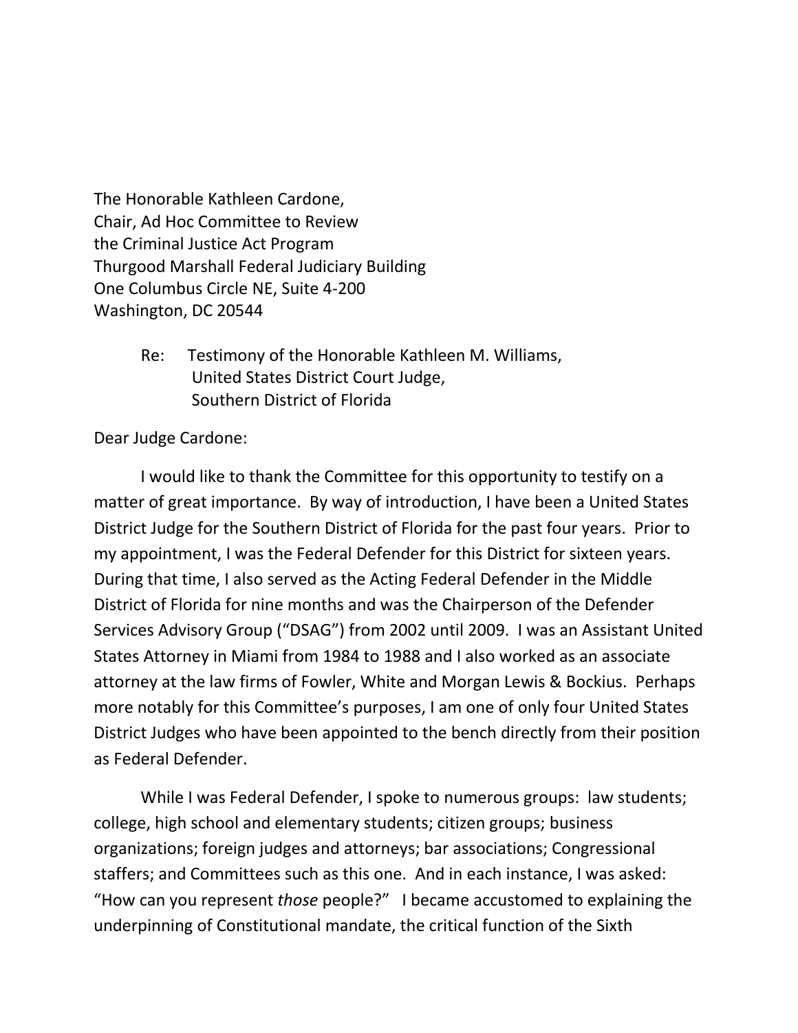The Honorable Kathleen Cardone,
Chair, Ad Hoc Committee to Review
the Criminal Justice Act Program
Thurgood Marshall Federal Judiciary Building
One Columbus Circle NE, Suite 4-200
Washington, DC 20544

Re: Testimony of the Honorable Kathleen M. Williams,
United States District Court Judge,
Southern District of Florida

Dear Judge Cardone:

I would like to thank the Committee for this opportunity to testify on a matter of great importance. By way of introduction, I have been a United States District Judge for the Southern District of Florida for the past four years. Prior to my appointment, I was the Federal Defender for this District for sixteen years. During that time, I also served as the Acting Federal Defender in the Middle District of Florida for nine months and was the Chairperson of the Defender Services Advisory Group ("DSAG") from 2002 until 2009. I was an Assistant United States Attorney in Miami from 1984 to 1988 and I also worked as an associate attorney at the law firms of Fowler, White and Morgan Lewis & Bockius. Perhaps more notably for this Committee's purposes, I am one of only four United States District Judges who have been appointed to the bench directly from their position as Federal Defender.

While I was Federal Defender, I spoke to numerous groups: law students; college, high school and elementary students; citizen groups; business organizations; foreign judges and attorneys; bar associations; Congressional staffers; and Committees such as this one. And in each instance, I was asked: "How can you represent *those* people?" I became accustomed to explaining the underpinning of Constitutional mandate, the critical function of the Sixth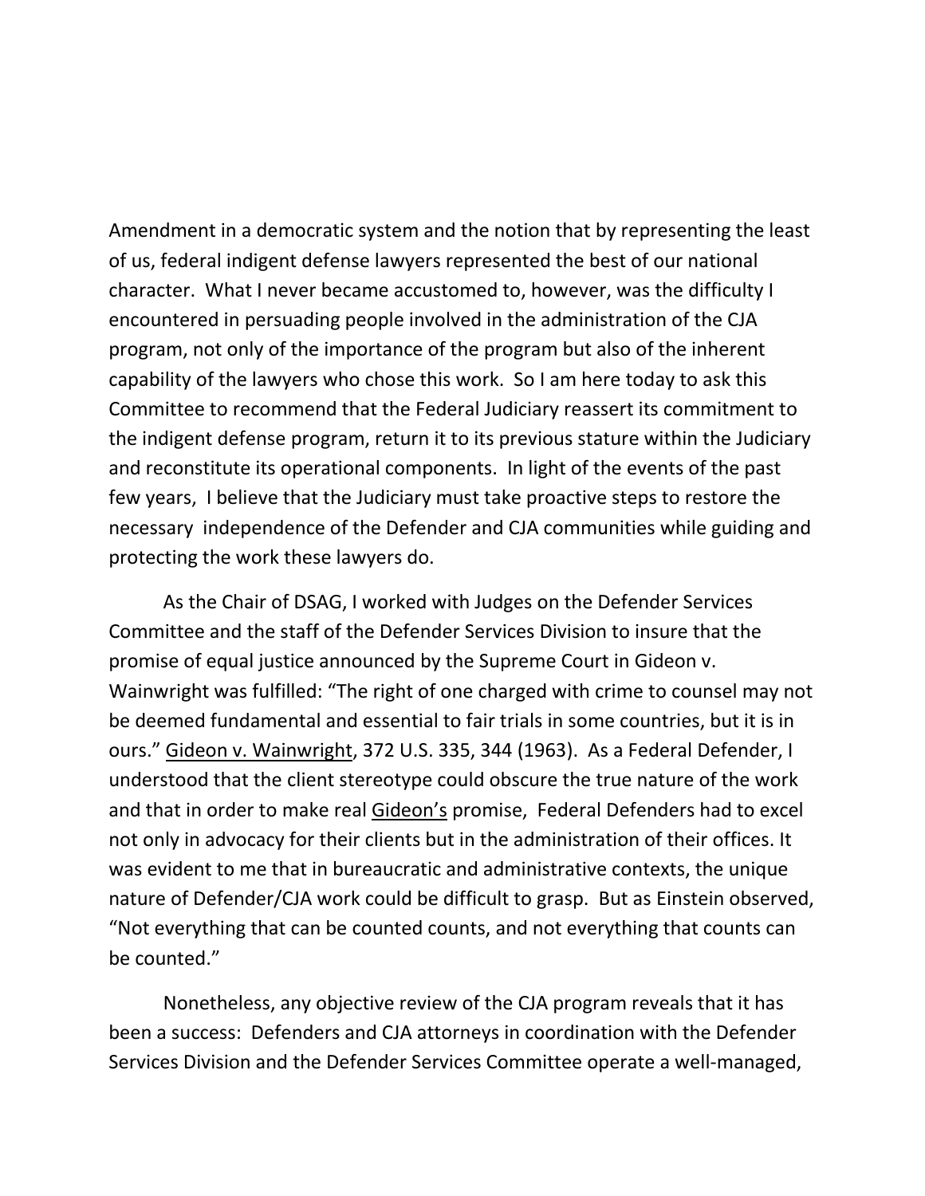Amendment in a democratic system and the notion that by representing the least of us, federal indigent defense lawyers represented the best of our national character. What I never became accustomed to, however, was the difficulty I encountered in persuading people involved in the administration of the CJA program, not only of the importance of the program but also of the inherent capability of the lawyers who chose this work. So I am here today to ask this Committee to recommend that the Federal Judiciary reassert its commitment to the indigent defense program, return it to its previous stature within the Judiciary and reconstitute its operational components. In light of the events of the past few years, I believe that the Judiciary must take proactive steps to restore the necessary independence of the Defender and CJA communities while guiding and protecting the work these lawyers do.

As the Chair of DSAG, I worked with Judges on the Defender Services Committee and the staff of the Defender Services Division to insure that the promise of equal justice announced by the Supreme Court in Gideon v. Wainwright was fulfilled: "The right of one charged with crime to counsel may not be deemed fundamental and essential to fair trials in some countries, but it is in ours." Gideon v. Wainwright, 372 U.S. 335, 344 (1963). As a Federal Defender, I understood that the client stereotype could obscure the true nature of the work and that in order to make real Gideon's promise, Federal Defenders had to excel not only in advocacy for their clients but in the administration of their offices. It was evident to me that in bureaucratic and administrative contexts, the unique nature of Defender/CJA work could be difficult to grasp. But as Einstein observed, "Not everything that can be counted counts, and not everything that counts can be counted."

Nonetheless, any objective review of the CJA program reveals that it has been a success: Defenders and CJA attorneys in coordination with the Defender Services Division and the Defender Services Committee operate a well-managed,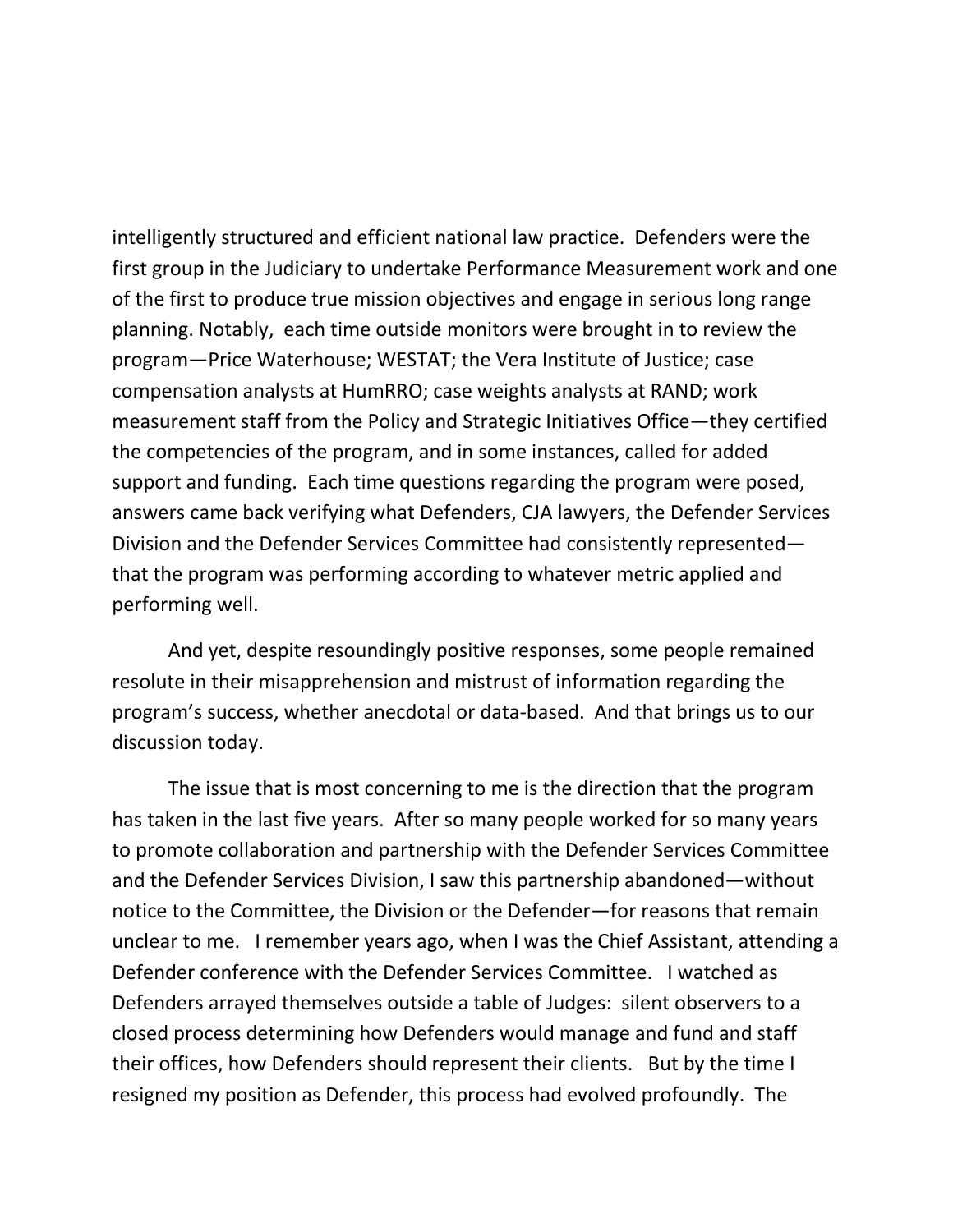intelligently structured and efficient national law practice. Defenders were the first group in the Judiciary to undertake Performance Measurement work and one of the first to produce true mission objectives and engage in serious long range planning. Notably, each time outside monitors were brought in to review the program—Price Waterhouse; WESTAT; the Vera Institute of Justice; case compensation analysts at HumRRO; case weights analysts at RAND; work measurement staff from the Policy and Strategic Initiatives Office—they certified the competencies of the program, and in some instances, called for added support and funding. Each time questions regarding the program were posed, answers came back verifying what Defenders, CJA lawyers, the Defender Services Division and the Defender Services Committee had consistently represented—that the program was performing according to whatever metric applied and performing well.

And yet, despite resoundingly positive responses, some people remained resolute in their misapprehension and mistrust of information regarding the program's success, whether anecdotal or data-based. And that brings us to our discussion today.

The issue that is most concerning to me is the direction that the program has taken in the last five years. After so many people worked for so many years to promote collaboration and partnership with the Defender Services Committee and the Defender Services Division, I saw this partnership abandoned—without notice to the Committee, the Division or the Defender—for reasons that remain unclear to me. I remember years ago, when I was the Chief Assistant, attending a Defender conference with the Defender Services Committee. I watched as Defenders arrayed themselves outside a table of Judges: silent observers to a closed process determining how Defenders would manage and fund and staff their offices, how Defenders should represent their clients. But by the time I resigned my position as Defender, this process had evolved profoundly. The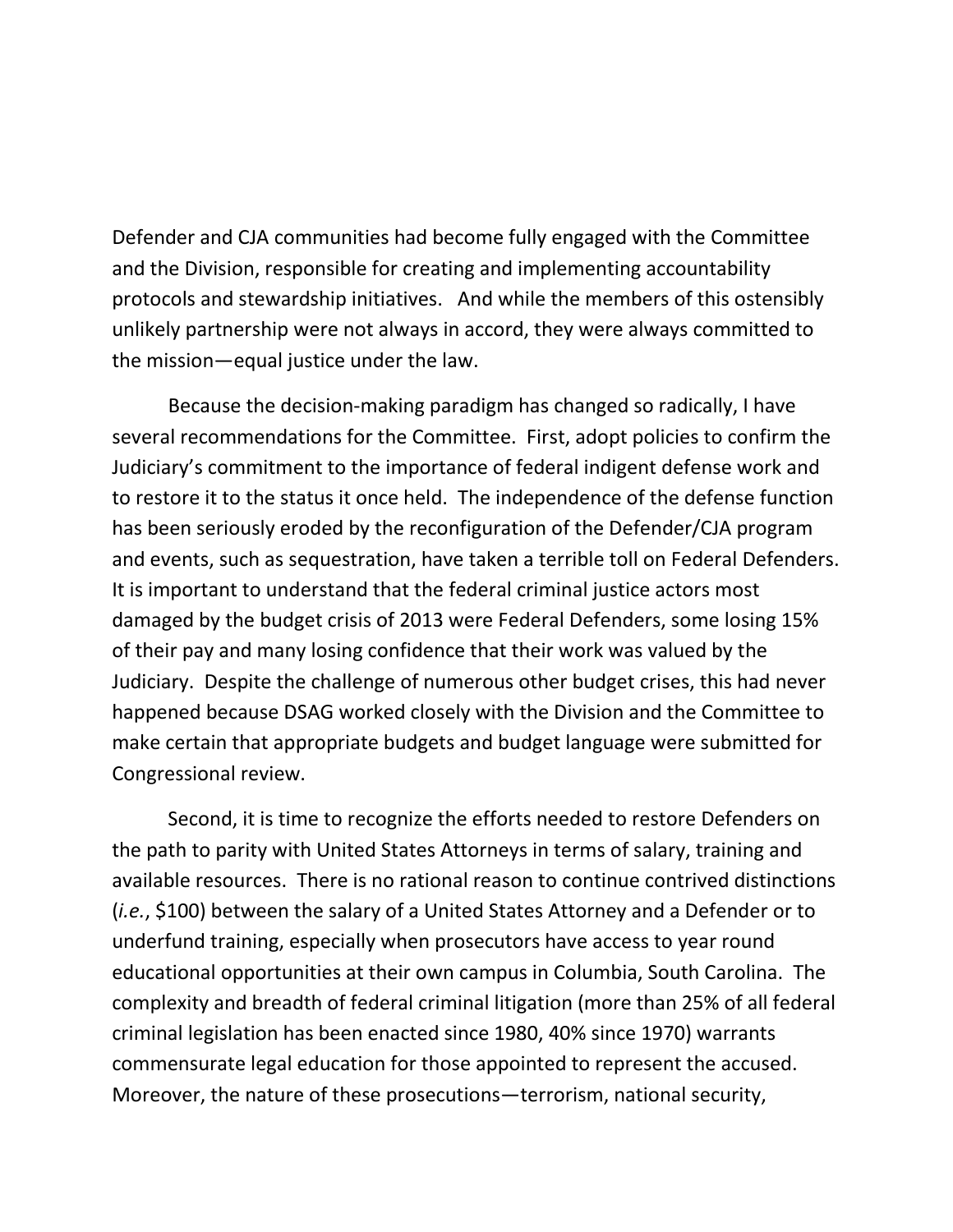Defender and CJA communities had become fully engaged with the Committee and the Division, responsible for creating and implementing accountability protocols and stewardship initiatives. And while the members of this ostensibly unlikely partnership were not always in accord, they were always committed to the mission—equal justice under the law.

Because the decision-making paradigm has changed so radically, I have several recommendations for the Committee. First, adopt policies to confirm the Judiciary's commitment to the importance of federal indigent defense work and to restore it to the status it once held. The independence of the defense function has been seriously eroded by the reconfiguration of the Defender/CJA program and events, such as sequestration, have taken a terrible toll on Federal Defenders. It is important to understand that the federal criminal justice actors most damaged by the budget crisis of 2013 were Federal Defenders, some losing 15% of their pay and many losing confidence that their work was valued by the Judiciary. Despite the challenge of numerous other budget crises, this had never happened because DSAG worked closely with the Division and the Committee to make certain that appropriate budgets and budget language were submitted for Congressional review.

Second, it is time to recognize the efforts needed to restore Defenders on the path to parity with United States Attorneys in terms of salary, training and available resources. There is no rational reason to continue contrived distinctions (*i.e.*, $100) between the salary of a United States Attorney and a Defender or to underfund training, especially when prosecutors have access to year round educational opportunities at their own campus in Columbia, South Carolina. The complexity and breadth of federal criminal litigation (more than 25% of all federal criminal legislation has been enacted since 1980, 40% since 1970) warrants commensurate legal education for those appointed to represent the accused. Moreover, the nature of these prosecutions—terrorism, national security,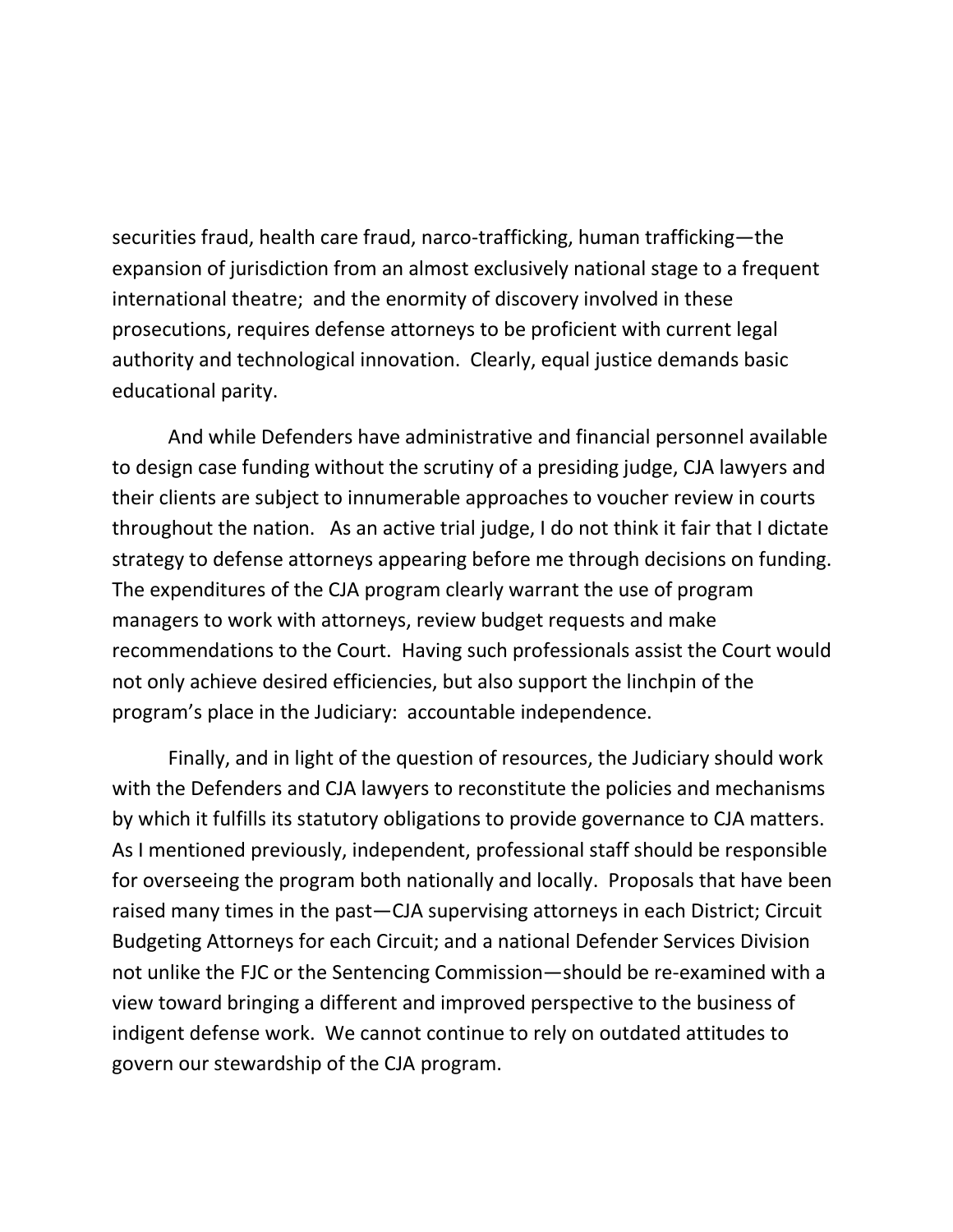securities fraud, health care fraud, narco-trafficking, human trafficking—the expansion of jurisdiction from an almost exclusively national stage to a frequent international theatre; and the enormity of discovery involved in these prosecutions, requires defense attorneys to be proficient with current legal authority and technological innovation. Clearly, equal justice demands basic educational parity.

And while Defenders have administrative and financial personnel available to design case funding without the scrutiny of a presiding judge, CJA lawyers and their clients are subject to innumerable approaches to voucher review in courts throughout the nation. As an active trial judge, I do not think it fair that I dictate strategy to defense attorneys appearing before me through decisions on funding. The expenditures of the CJA program clearly warrant the use of program managers to work with attorneys, review budget requests and make recommendations to the Court. Having such professionals assist the Court would not only achieve desired efficiencies, but also support the linchpin of the program's place in the Judiciary: accountable independence.

Finally, and in light of the question of resources, the Judiciary should work with the Defenders and CJA lawyers to reconstitute the policies and mechanisms by which it fulfills its statutory obligations to provide governance to CJA matters. As I mentioned previously, independent, professional staff should be responsible for overseeing the program both nationally and locally. Proposals that have been raised many times in the past—CJA supervising attorneys in each District; Circuit Budgeting Attorneys for each Circuit; and a national Defender Services Division not unlike the FJC or the Sentencing Commission—should be re-examined with a view toward bringing a different and improved perspective to the business of indigent defense work. We cannot continue to rely on outdated attitudes to govern our stewardship of the CJA program.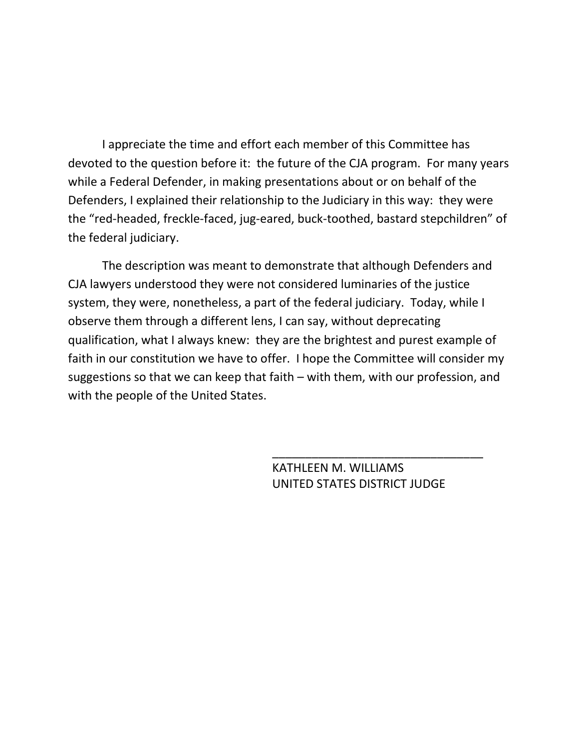I appreciate the time and effort each member of this Committee has devoted to the question before it: the future of the CJA program. For many years while a Federal Defender, in making presentations about or on behalf of the Defenders, I explained their relationship to the Judiciary in this way: they were the "red-headed, freckle-faced, jug-eared, buck-toothed, bastard stepchildren" of the federal judiciary.

The description was meant to demonstrate that although Defenders and CJA lawyers understood they were not considered luminaries of the justice system, they were, nonetheless, a part of the federal judiciary. Today, while I observe them through a different lens, I can say, without deprecating qualification, what I always knew: they are the brightest and purest example of faith in our constitution we have to offer. I hope the Committee will consider my suggestions so that we can keep that faith – with them, with our profession, and with the people of the United States.

\_\_\_\_\_\_\_\_\_\_\_\_\_\_\_\_\_\_\_\_\_\_\_\_\_\_\_\_\_\_\_\_

KATHLEEN M. WILLIAMS
UNITED STATES DISTRICT JUDGE